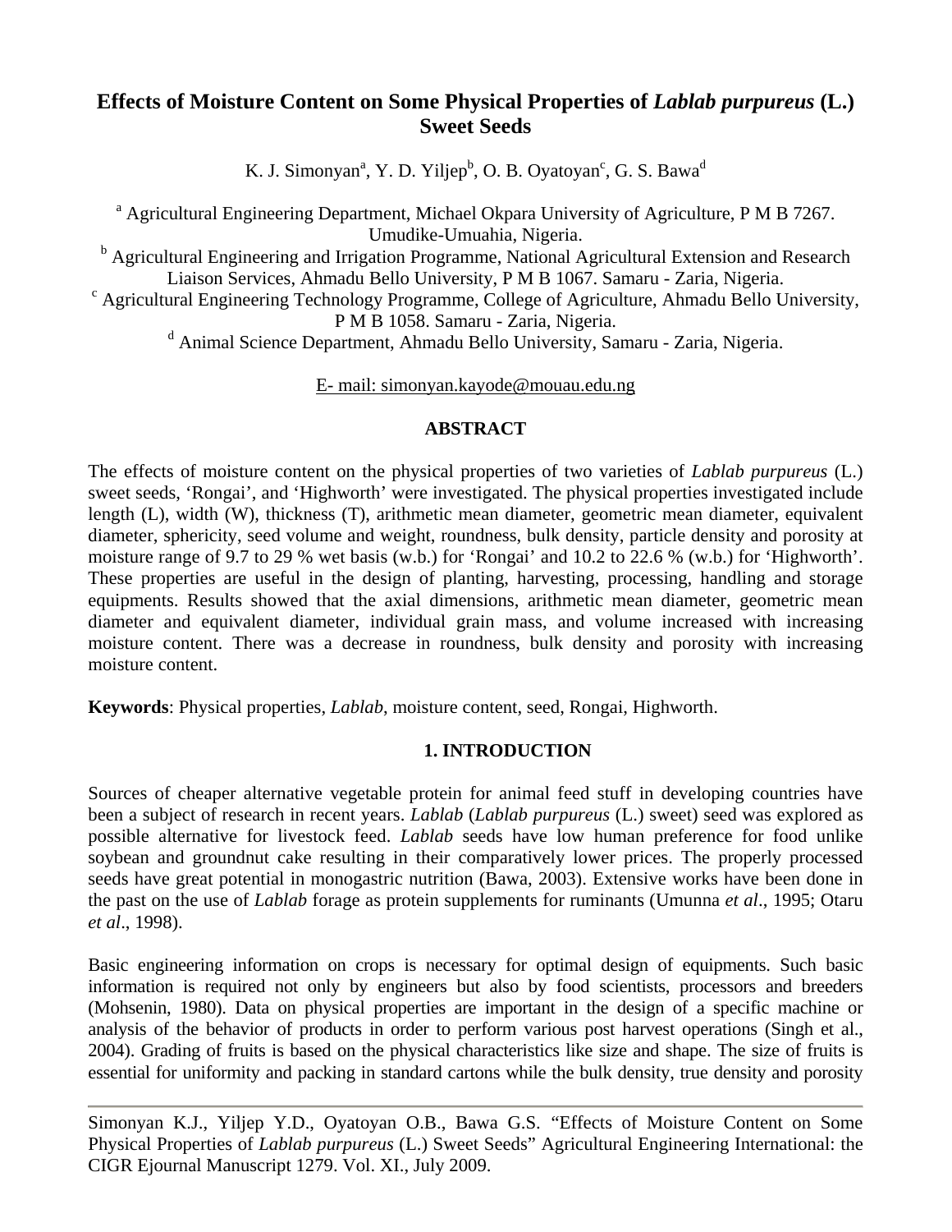# Effects of Moisture Content on Some Physical Properties of *Lablab purpureus* (L.) Sweet Seeds

K. J. Simonyan[a], Y. D. Yiljep[b], O. B. Oyatoyan[c], G. S. Bawa[d]

[a] Agricultural Engineering Department, Michael Okpara University of Agriculture, P M B 7267. Umudike-Umuahia, Nigeria.
[b] Agricultural Engineering and Irrigation Programme, National Agricultural Extension and Research Liaison Services, Ahmadu Bello University, P M B 1067. Samaru - Zaria, Nigeria.
[c] Agricultural Engineering Technology Programme, College of Agriculture, Ahmadu Bello University, P M B 1058. Samaru - Zaria, Nigeria.
[d] Animal Science Department, Ahmadu Bello University, Samaru - Zaria, Nigeria.

E- mail: simonyan.kayode@mouau.edu.ng

## ABSTRACT

The effects of moisture content on the physical properties of two varieties of *Lablab purpureus* (L.) sweet seeds, 'Rongai', and 'Highworth' were investigated. The physical properties investigated include length (L), width (W), thickness (T), arithmetic mean diameter, geometric mean diameter, equivalent diameter, sphericity, seed volume and weight, roundness, bulk density, particle density and porosity at moisture range of 9.7 to 29 % wet basis (w.b.) for 'Rongai' and 10.2 to 22.6 % (w.b.) for 'Highworth'. These properties are useful in the design of planting, harvesting, processing, handling and storage equipments. Results showed that the axial dimensions, arithmetic mean diameter, geometric mean diameter and equivalent diameter, individual grain mass, and volume increased with increasing moisture content. There was a decrease in roundness, bulk density and porosity with increasing moisture content.

**Keywords**: Physical properties, *Lablab*, moisture content, seed, Rongai, Highworth.

## 1. INTRODUCTION

Sources of cheaper alternative vegetable protein for animal feed stuff in developing countries have been a subject of research in recent years. *Lablab* (*Lablab purpureus* (L.) sweet) seed was explored as possible alternative for livestock feed. *Lablab* seeds have low human preference for food unlike soybean and groundnut cake resulting in their comparatively lower prices. The properly processed seeds have great potential in monogastric nutrition (Bawa, 2003). Extensive works have been done in the past on the use of *Lablab* forage as protein supplements for ruminants (Umunna *et al*., 1995; Otaru *et al*., 1998).

Basic engineering information on crops is necessary for optimal design of equipments. Such basic information is required not only by engineers but also by food scientists, processors and breeders (Mohsenin, 1980). Data on physical properties are important in the design of a specific machine or analysis of the behavior of products in order to perform various post harvest operations (Singh et al., 2004). Grading of fruits is based on the physical characteristics like size and shape. The size of fruits is essential for uniformity and packing in standard cartons while the bulk density, true density and porosity

---

Simonyan K.J., Yiljep Y.D., Oyatoyan O.B., Bawa G.S. "Effects of Moisture Content on Some Physical Properties of *Lablab purpureus* (L.) Sweet Seeds" Agricultural Engineering International: the CIGR Ejournal Manuscript 1279. Vol. XI., July 2009.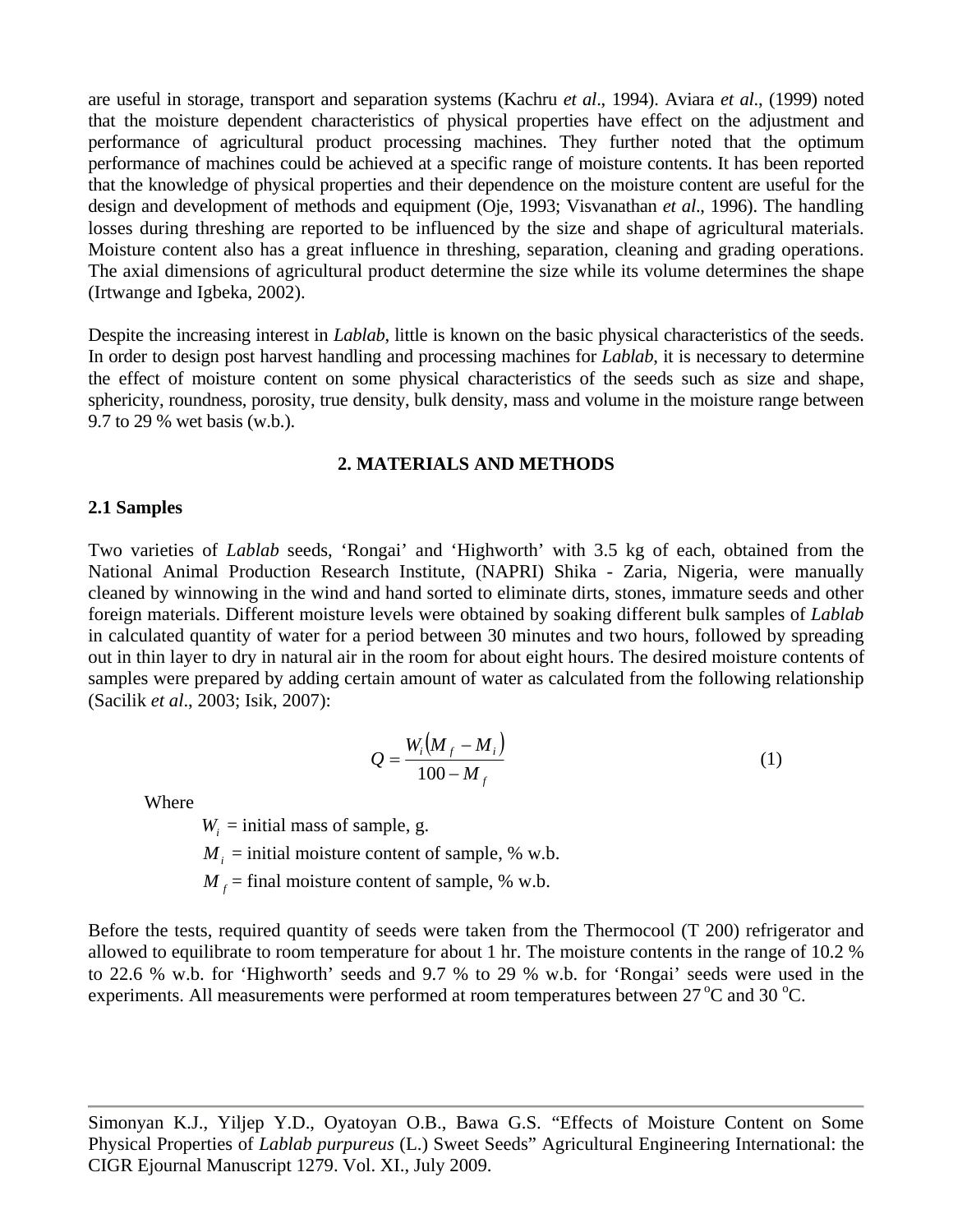are useful in storage, transport and separation systems (Kachru *et al*., 1994). Aviara *et al*., (1999) noted that the moisture dependent characteristics of physical properties have effect on the adjustment and performance of agricultural product processing machines. They further noted that the optimum performance of machines could be achieved at a specific range of moisture contents. It has been reported that the knowledge of physical properties and their dependence on the moisture content are useful for the design and development of methods and equipment (Oje, 1993; Visvanathan *et al*., 1996). The handling losses during threshing are reported to be influenced by the size and shape of agricultural materials. Moisture content also has a great influence in threshing, separation, cleaning and grading operations. The axial dimensions of agricultural product determine the size while its volume determines the shape (Irtwange and Igbeka, 2002).

Despite the increasing interest in *Lablab*, little is known on the basic physical characteristics of the seeds. In order to design post harvest handling and processing machines for *Lablab*, it is necessary to determine the effect of moisture content on some physical characteristics of the seeds such as size and shape, sphericity, roundness, porosity, true density, bulk density, mass and volume in the moisture range between 9.7 to 29 % wet basis (w.b.).

## 2. MATERIALS AND METHODS

### 2.1 Samples

Two varieties of *Lablab* seeds, 'Rongai' and 'Highworth' with 3.5 kg of each, obtained from the National Animal Production Research Institute, (NAPRI) Shika - Zaria, Nigeria, were manually cleaned by winnowing in the wind and hand sorted to eliminate dirts, stones, immature seeds and other foreign materials. Different moisture levels were obtained by soaking different bulk samples of *Lablab* in calculated quantity of water for a period between 30 minutes and two hours, followed by spreading out in thin layer to dry in natural air in the room for about eight hours. The desired moisture contents of samples were prepared by adding certain amount of water as calculated from the following relationship (Sacilik *et al*., 2003; Isik, 2007):

$$Q = \frac{W_i(M_f - M_i)}{100 - M_f} \tag{1}$$

Where

$W_i$ = initial mass of sample, g.

$M_i$ = initial moisture content of sample, % w.b.

$M_f$ = final moisture content of sample, % w.b.

Before the tests, required quantity of seeds were taken from the Thermocool (T 200) refrigerator and allowed to equilibrate to room temperature for about 1 hr. The moisture contents in the range of 10.2 % to 22.6 % w.b. for 'Highworth' seeds and 9.7 % to 29 % w.b. for 'Rongai' seeds were used in the experiments. All measurements were performed at room temperatures between 27 $^o$C and 30 $^o$C.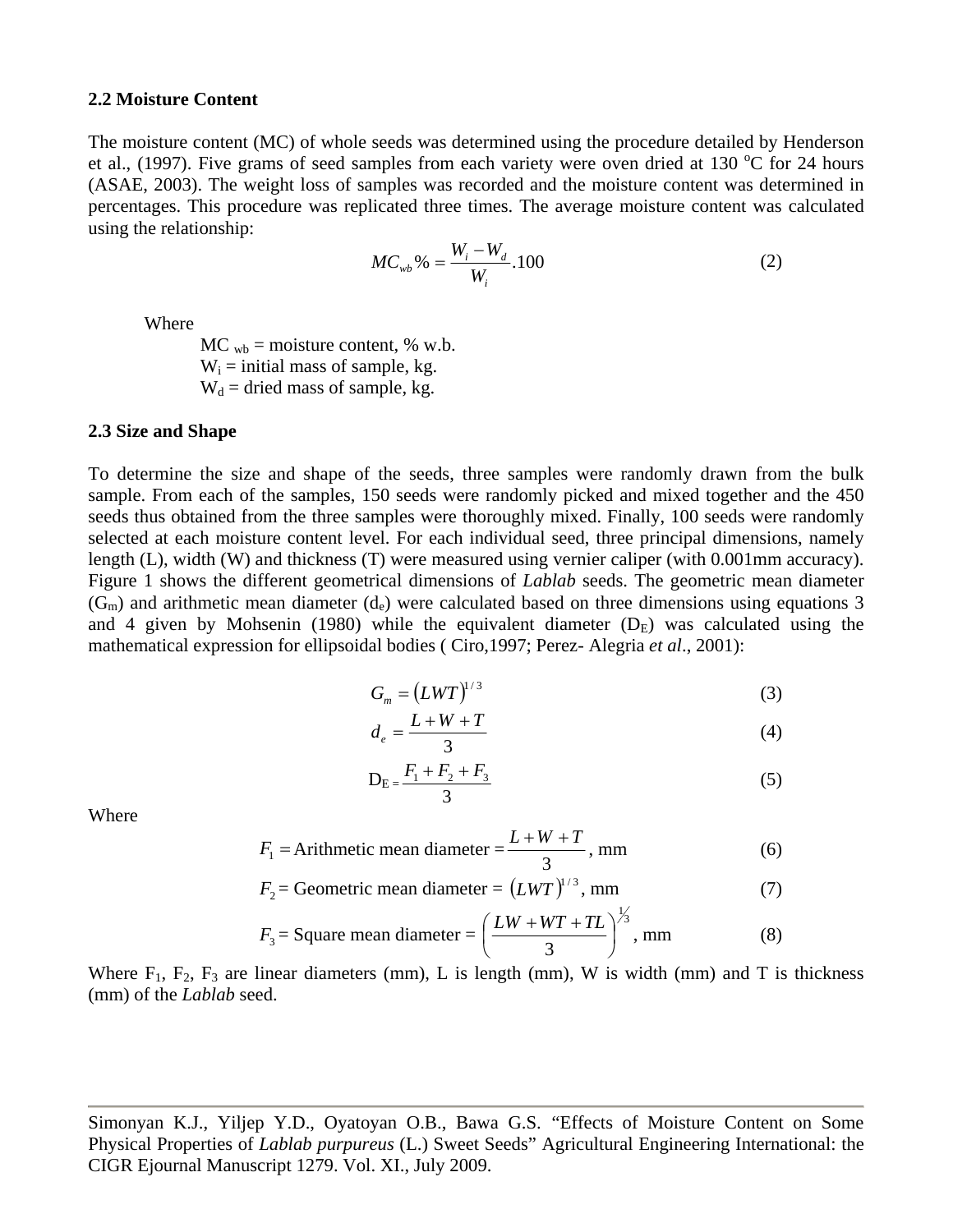## 2.2 Moisture Content

The moisture content (MC) of whole seeds was determined using the procedure detailed by Henderson et al., (1997). Five grams of seed samples from each variety were oven dried at 130 $^{o}$C for 24 hours (ASAE, 2003). The weight loss of samples was recorded and the moisture content was determined in percentages. This procedure was replicated three times. The average moisture content was calculated using the relationship:

$$MC_{wb}\% = \frac{W_i - W_d}{W_i}.100 \tag{2}$$

Where

$MC_{wb}$ = moisture content, % w.b.
$W_i$ = initial mass of sample, kg.
$W_d$ = dried mass of sample, kg.

## 2.3 Size and Shape

To determine the size and shape of the seeds, three samples were randomly drawn from the bulk sample. From each of the samples, 150 seeds were randomly picked and mixed together and the 450 seeds thus obtained from the three samples were thoroughly mixed. Finally, 100 seeds were randomly selected at each moisture content level. For each individual seed, three principal dimensions, namely length (L), width (W) and thickness (T) were measured using vernier caliper (with 0.001mm accuracy). Figure 1 shows the different geometrical dimensions of *Lablab* seeds. The geometric mean diameter ($G_m$) and arithmetic mean diameter ($d_e$) were calculated based on three dimensions using equations 3 and 4 given by Mohsenin (1980) while the equivalent diameter ($D_E$) was calculated using the mathematical expression for ellipsoidal bodies ( Ciro,1997; Perez- Alegria *et al*., 2001):

$$G_m = (LWT)^{1/3} \tag{3}$$

$$d_e = \frac{L + W + T}{3} \tag{4}$$

$$D_E = \frac{F_1 + F_2 + F_3}{3} \tag{5}$$

Where

$$F_1 = \text{Arithmetic mean diameter} = \frac{L + W + T}{3}\text{, mm} \tag{6}$$

$$F_2 = \text{Geometric mean diameter} = (LWT)^{1/3}\text{, mm} \tag{7}$$

$$F_3 = \text{Square mean diameter} = \left(\frac{LW + WT + TL}{3}\right)^{1/3}\text{, mm} \tag{8}$$

Where $F_1$, $F_2$, $F_3$ are linear diameters (mm), L is length (mm), W is width (mm) and T is thickness (mm) of the *Lablab* seed.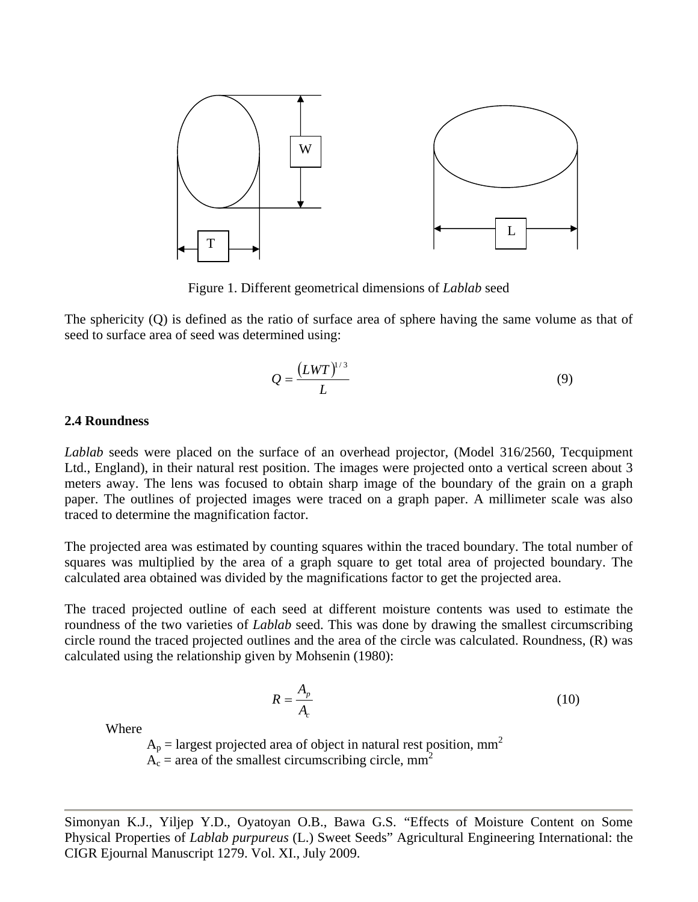W

T

L

Figure 1. Different geometrical dimensions of *Lablab* seed

The sphericity (Q) is defined as the ratio of surface area of sphere having the same volume as that of seed to surface area of seed was determined using:

$$Q = \frac{(LWT)^{1/3}}{L} \tag{9}$$

**2.4 Roundness**

*Lablab* seeds were placed on the surface of an overhead projector, (Model 316/2560, Tecquipment Ltd., England), in their natural rest position. The images were projected onto a vertical screen about 3 meters away. The lens was focused to obtain sharp image of the boundary of the grain on a graph paper. The outlines of projected images were traced on a graph paper. A millimeter scale was also traced to determine the magnification factor.

The projected area was estimated by counting squares within the traced boundary. The total number of squares was multiplied by the area of a graph square to get total area of projected boundary. The calculated area obtained was divided by the magnifications factor to get the projected area.

The traced projected outline of each seed at different moisture contents was used to estimate the roundness of the two varieties of *Lablab* seed. This was done by drawing the smallest circumscribing circle round the traced projected outlines and the area of the circle was calculated. Roundness, (R) was calculated using the relationship given by Mohsenin (1980):

$$R = \frac{A_p}{A_c} \tag{10}$$

Where

$A_p$ = largest projected area of object in natural rest position, $mm^2$

$A_c$ = area of the smallest circumscribing circle, $mm^2$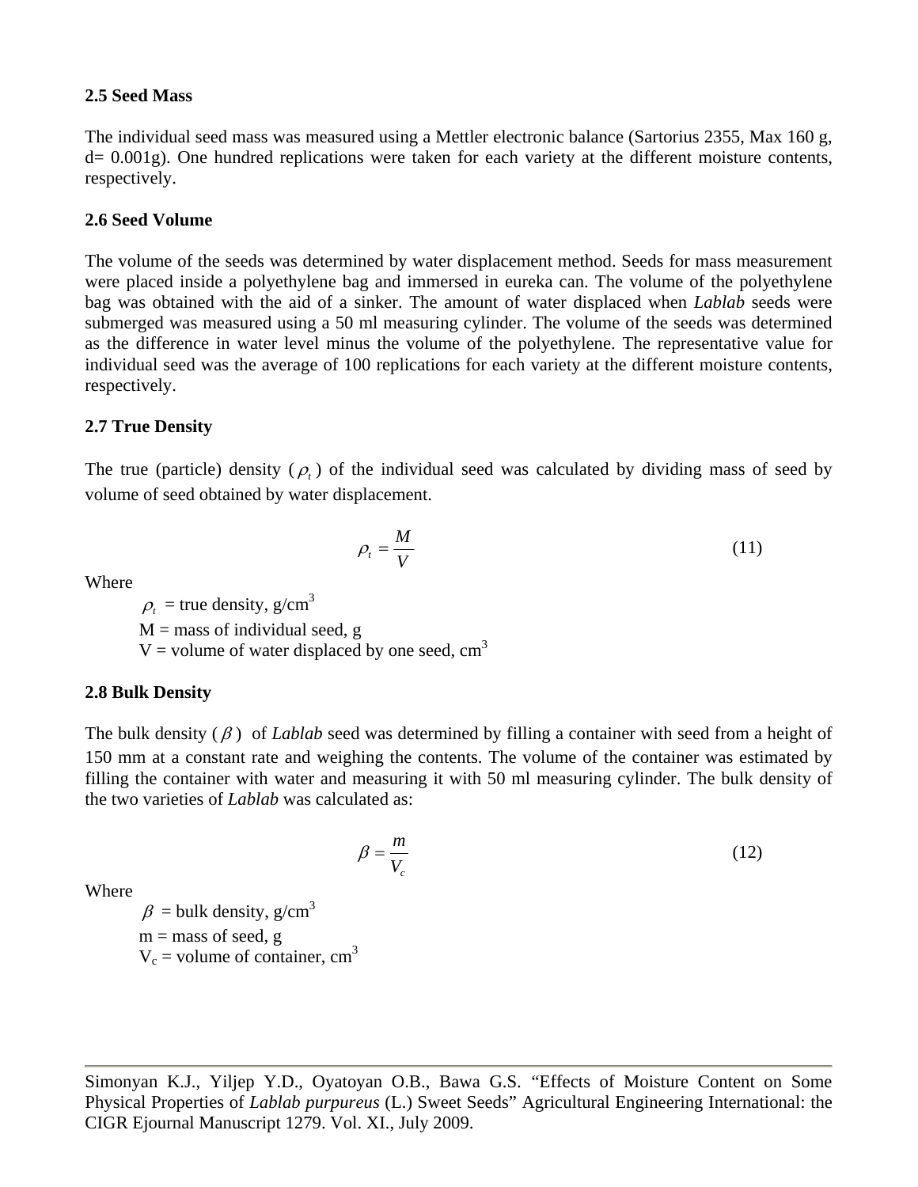### 2.5 Seed Mass

The individual seed mass was measured using a Mettler electronic balance (Sartorius 2355, Max 160 g, d= 0.001g). One hundred replications were taken for each variety at the different moisture contents, respectively.

### 2.6 Seed Volume

The volume of the seeds was determined by water displacement method. Seeds for mass measurement were placed inside a polyethylene bag and immersed in eureka can. The volume of the polyethylene bag was obtained with the aid of a sinker. The amount of water displaced when *Lablab* seeds were submerged was measured using a 50 ml measuring cylinder. The volume of the seeds was determined as the difference in water level minus the volume of the polyethylene. The representative value for individual seed was the average of 100 replications for each variety at the different moisture contents, respectively.

### 2.7 True Density

The true (particle) density ($\rho_t$) of the individual seed was calculated by dividing mass of seed by volume of seed obtained by water displacement.

$$\rho_t = \frac{M}{V} \tag{11}$$

Where

$\rho_t$ = true density, g/cm$^3$

M = mass of individual seed, g

V = volume of water displaced by one seed, cm$^3$

### 2.8 Bulk Density

The bulk density ($\beta$) of *Lablab* seed was determined by filling a container with seed from a height of 150 mm at a constant rate and weighing the contents. The volume of the container was estimated by filling the container with water and measuring it with 50 ml measuring cylinder. The bulk density of the two varieties of *Lablab* was calculated as:

$$\beta = \frac{m}{V_c} \tag{12}$$

Where

$\beta$ = bulk density, g/cm$^3$

m = mass of seed, g

$V_c$ = volume of container, cm$^3$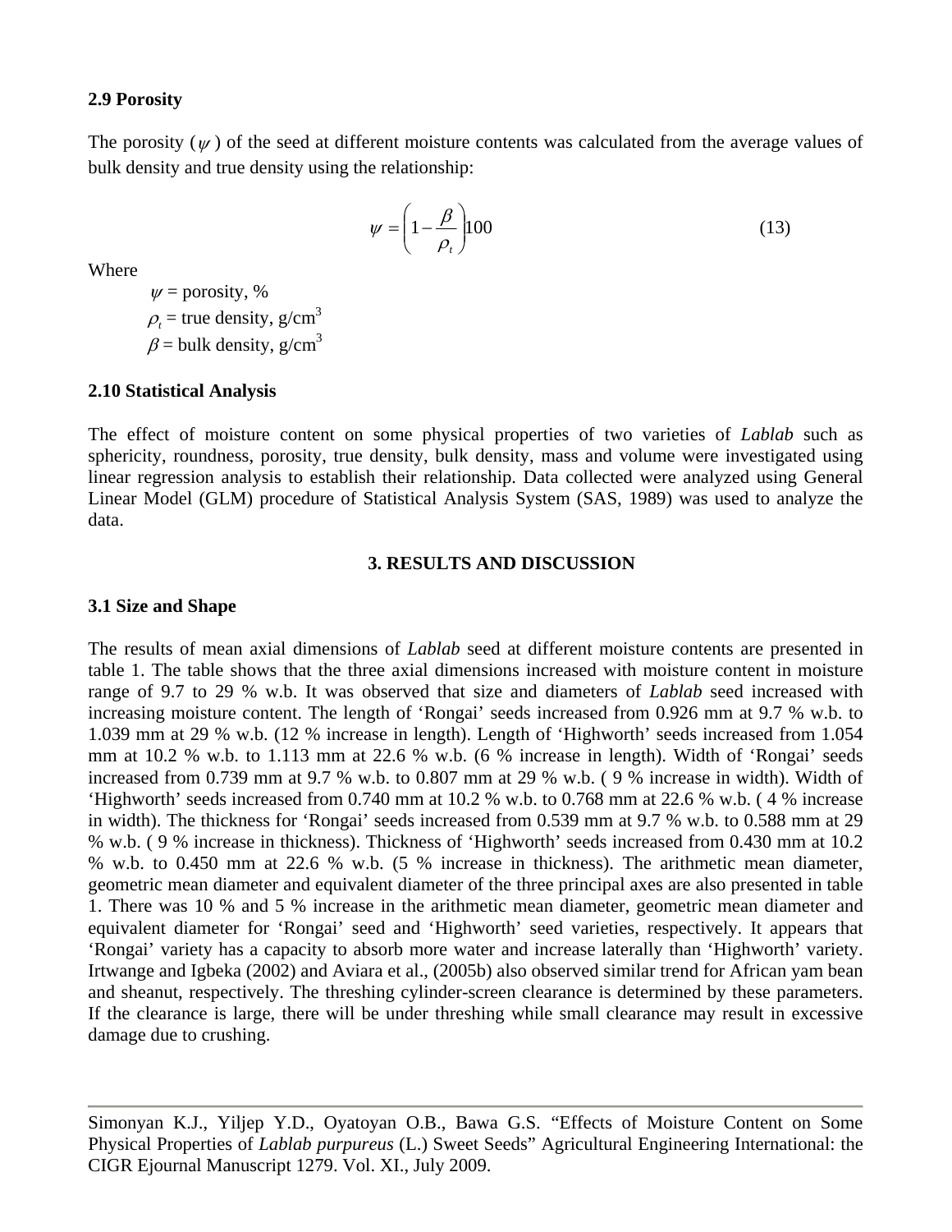### 2.9 Porosity

The porosity ($\psi$) of the seed at different moisture contents was calculated from the average values of bulk density and true density using the relationship:

$$\psi = \left(1 - \frac{\beta}{\rho_t}\right)100 \tag{13}$$

Where

$\psi$ = porosity, %

$\rho_t$ = true density, g/cm$^3$

$\beta$ = bulk density, g/cm$^3$

### 2.10 Statistical Analysis

The effect of moisture content on some physical properties of two varieties of *Lablab* such as sphericity, roundness, porosity, true density, bulk density, mass and volume were investigated using linear regression analysis to establish their relationship. Data collected were analyzed using General Linear Model (GLM) procedure of Statistical Analysis System (SAS, 1989) was used to analyze the data.

## 3. RESULTS AND DISCUSSION

### 3.1 Size and Shape

The results of mean axial dimensions of *Lablab* seed at different moisture contents are presented in table 1. The table shows that the three axial dimensions increased with moisture content in moisture range of 9.7 to 29 % w.b. It was observed that size and diameters of *Lablab* seed increased with increasing moisture content. The length of 'Rongai' seeds increased from 0.926 mm at 9.7 % w.b. to 1.039 mm at 29 % w.b. (12 % increase in length). Length of 'Highworth' seeds increased from 1.054 mm at 10.2 % w.b. to 1.113 mm at 22.6 % w.b. (6 % increase in length). Width of 'Rongai' seeds increased from 0.739 mm at 9.7 % w.b. to 0.807 mm at 29 % w.b. ( 9 % increase in width). Width of 'Highworth' seeds increased from 0.740 mm at 10.2 % w.b. to 0.768 mm at 22.6 % w.b. ( 4 % increase in width). The thickness for 'Rongai' seeds increased from 0.539 mm at 9.7 % w.b. to 0.588 mm at 29 % w.b. ( 9 % increase in thickness). Thickness of 'Highworth' seeds increased from 0.430 mm at 10.2 % w.b. to 0.450 mm at 22.6 % w.b. (5 % increase in thickness). The arithmetic mean diameter, geometric mean diameter and equivalent diameter of the three principal axes are also presented in table 1. There was 10 % and 5 % increase in the arithmetic mean diameter, geometric mean diameter and equivalent diameter for 'Rongai' seed and 'Highworth' seed varieties, respectively. It appears that 'Rongai' variety has a capacity to absorb more water and increase laterally than 'Highworth' variety. Irtwange and Igbeka (2002) and Aviara et al., (2005b) also observed similar trend for African yam bean and sheanut, respectively. The threshing cylinder-screen clearance is determined by these parameters. If the clearance is large, there will be under threshing while small clearance may result in excessive damage due to crushing.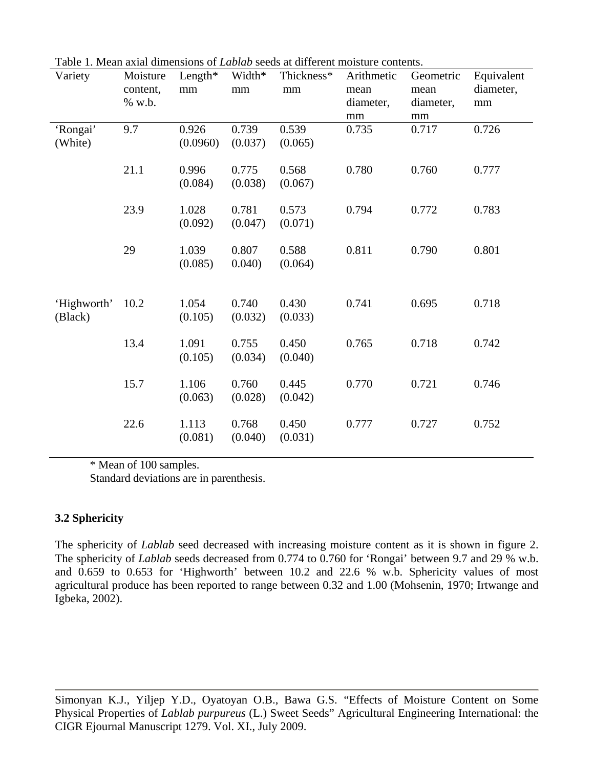Table 1. Mean axial dimensions of *Lablab* seeds at different moisture contents.

| Variety | Moisture content, % w.b. | Length* mm | Width* mm | Thickness* mm | Arithmetic mean diameter, mm | Geometric mean diameter, mm | Equivalent diameter, mm |
|---|---|---|---|---|---|---|---|
| 'Rongai' (White) | 9.7 | 0.926 (0.0960) | 0.739 (0.037) | 0.539 (0.065) | 0.735 | 0.717 | 0.726 |
| | 21.1 | 0.996 (0.084) | 0.775 (0.038) | 0.568 (0.067) | 0.780 | 0.760 | 0.777 |
| | 23.9 | 1.028 (0.092) | 0.781 (0.047) | 0.573 (0.071) | 0.794 | 0.772 | 0.783 |
| | 29 | 1.039 (0.085) | 0.807 0.040) | 0.588 (0.064) | 0.811 | 0.790 | 0.801 |
| 'Highworth' (Black) | 10.2 | 1.054 (0.105) | 0.740 (0.032) | 0.430 (0.033) | 0.741 | 0.695 | 0.718 |
| | 13.4 | 1.091 (0.105) | 0.755 (0.034) | 0.450 (0.040) | 0.765 | 0.718 | 0.742 |
| | 15.7 | 1.106 (0.063) | 0.760 (0.028) | 0.445 (0.042) | 0.770 | 0.721 | 0.746 |
| | 22.6 | 1.113 (0.081) | 0.768 (0.040) | 0.450 (0.031) | 0.777 | 0.727 | 0.752 |

* Mean of 100 samples.
Standard deviations are in parenthesis.

### 3.2 Sphericity

The sphericity of *Lablab* seed decreased with increasing moisture content as it is shown in figure 2. The sphericity of *Lablab* seeds decreased from 0.774 to 0.760 for 'Rongai' between 9.7 and 29 % w.b. and 0.659 to 0.653 for 'Highworth' between 10.2 and 22.6 % w.b. Sphericity values of most agricultural produce has been reported to range between 0.32 and 1.00 (Mohsenin, 1970; Irtwange and Igbeka, 2002).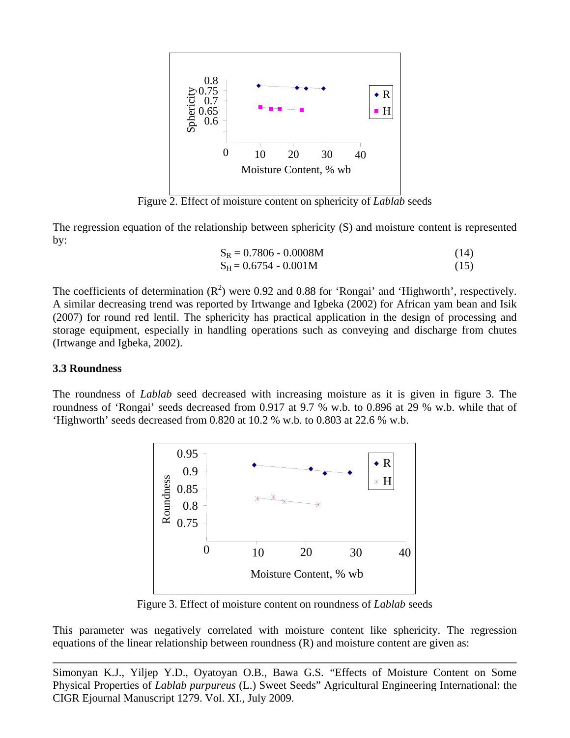0.8
0.75
0.7
0.65
0.6
Sphericity
0
10
20
30
40
Moisture Content, % wb
R
H

Figure 2. Effect of moisture content on sphericity of *Lablab* seeds

The regression equation of the relationship between sphericity (S) and moisture content is represented by:

$$S_R = 0.7806 - 0.0008M \quad (14)$$

$$S_H = 0.6754 - 0.001M \quad (15)$$

The coefficients of determination ($R^2$) were 0.92 and 0.88 for 'Rongai' and 'Highworth', respectively. A similar decreasing trend was reported by Irtwange and Igbeka (2002) for African yam bean and Isik (2007) for round red lentil. The sphericity has practical application in the design of processing and storage equipment, especially in handling operations such as conveying and discharge from chutes (Irtwange and Igbeka, 2002).

### 3.3 Roundness

The roundness of *Lablab* seed decreased with increasing moisture as it is given in figure 3. The roundness of 'Rongai' seeds decreased from 0.917 at 9.7 % w.b. to 0.896 at 29 % w.b. while that of 'Highworth' seeds decreased from 0.820 at 10.2 % w.b. to 0.803 at 22.6 % w.b.

0.95
0.9
0.85
0.8
0.75
Roundness
0
10
20
30
40
Moisture Content, % wb
R
H

Figure 3. Effect of moisture content on roundness of *Lablab* seeds

This parameter was negatively correlated with moisture content like sphericity. The regression equations of the linear relationship between roundness (R) and moisture content are given as: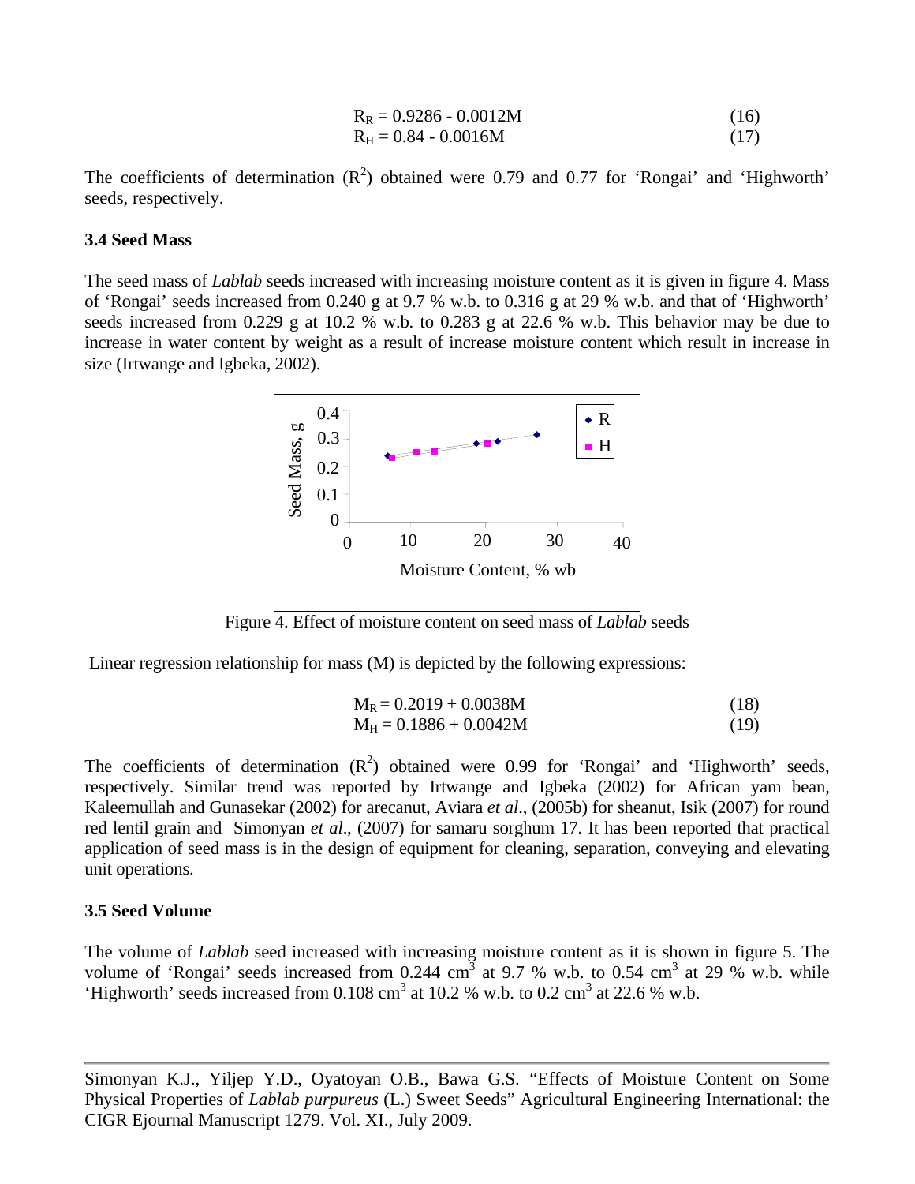$$R_R = 0.9286 - 0.0012M \quad (16)$$
$$R_H = 0.84 - 0.0016M \quad (17)$$

The coefficients of determination ($R^2$) obtained were 0.79 and 0.77 for 'Rongai' and 'Highworth' seeds, respectively.

### 3.4 Seed Mass

The seed mass of *Lablab* seeds increased with increasing moisture content as it is given in figure 4. Mass of 'Rongai' seeds increased from 0.240 g at 9.7 % w.b. to 0.316 g at 29 % w.b. and that of 'Highworth' seeds increased from 0.229 g at 10.2 % w.b. to 0.283 g at 22.6 % w.b. This behavior may be due to increase in water content by weight as a result of increase moisture content which result in increase in size (Irtwange and Igbeka, 2002).

Seed Mass, g

0.4
0.3
0.2
0.1
0

0 10 20 30 40

Moisture Content, % wb

R
H

Figure 4. Effect of moisture content on seed mass of *Lablab* seeds

Linear regression relationship for mass (M) is depicted by the following expressions:

$$M_R = 0.2019 + 0.0038M \quad (18)$$
$$M_H = 0.1886 + 0.0042M \quad (19)$$

The coefficients of determination ($R^2$) obtained were 0.99 for 'Rongai' and 'Highworth' seeds, respectively. Similar trend was reported by Irtwange and Igbeka (2002) for African yam bean, Kaleemullah and Gunasekar (2002) for arecanut, Aviara *et al*., (2005b) for sheanut, Isik (2007) for round red lentil grain and Simonyan *et al*., (2007) for samaru sorghum 17. It has been reported that practical application of seed mass is in the design of equipment for cleaning, separation, conveying and elevating unit operations.

### 3.5 Seed Volume

The volume of *Lablab* seed increased with increasing moisture content as it is shown in figure 5. The volume of 'Rongai' seeds increased from 0.244 $cm^3$ at 9.7 % w.b. to 0.54 $cm^3$ at 29 % w.b. while 'Highworth' seeds increased from 0.108 $cm^3$ at 10.2 % w.b. to 0.2 $cm^3$ at 22.6 % w.b.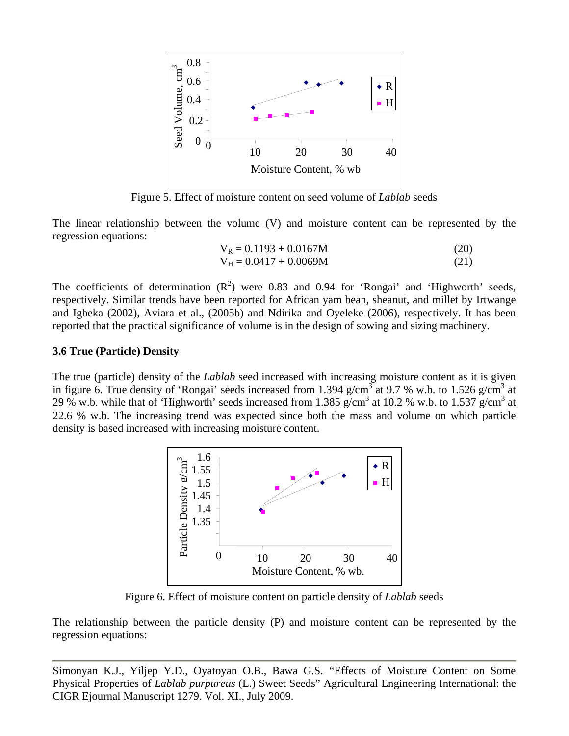Seed Volume, cm$^3$

0.8
0.6
0.4
0.2
0

0
10
20
30
40

Moisture Content, % wb

R
H

Figure 5. Effect of moisture content on seed volume of *Lablab* seeds

The linear relationship between the volume (V) and moisture content can be represented by the regression equations:

$$V_R = 0.1193 + 0.0167M \quad (20)$$

$$V_H = 0.0417 + 0.0069M \quad (21)$$

The coefficients of determination ($R^2$) were 0.83 and 0.94 for 'Rongai' and 'Highworth' seeds, respectively. Similar trends have been reported for African yam bean, sheanut, and millet by Irtwange and Igbeka (2002), Aviara et al., (2005b) and Ndirika and Oyeleke (2006), respectively. It has been reported that the practical significance of volume is in the design of sowing and sizing machinery.

### 3.6 True (Particle) Density

The true (particle) density of the *Lablab* seed increased with increasing moisture content as it is given in figure 6. True density of 'Rongai' seeds increased from 1.394 g/cm$^3$ at 9.7 % w.b. to 1.526 g/cm$^3$ at 29 % w.b. while that of 'Highworth' seeds increased from 1.385 g/cm$^3$ at 10.2 % w.b. to 1.537 g/cm$^3$ at 22.6 % w.b. The increasing trend was expected since both the mass and volume on which particle density is based increased with increasing moisture content.

Particle Density g/cm$^3$

1.6
1.55
1.5
1.45
1.4
1.35

0
10
20
30
40

Moisture Content, % wb.

R
H

Figure 6. Effect of moisture content on particle density of *Lablab* seeds

The relationship between the particle density (P) and moisture content can be represented by the regression equations: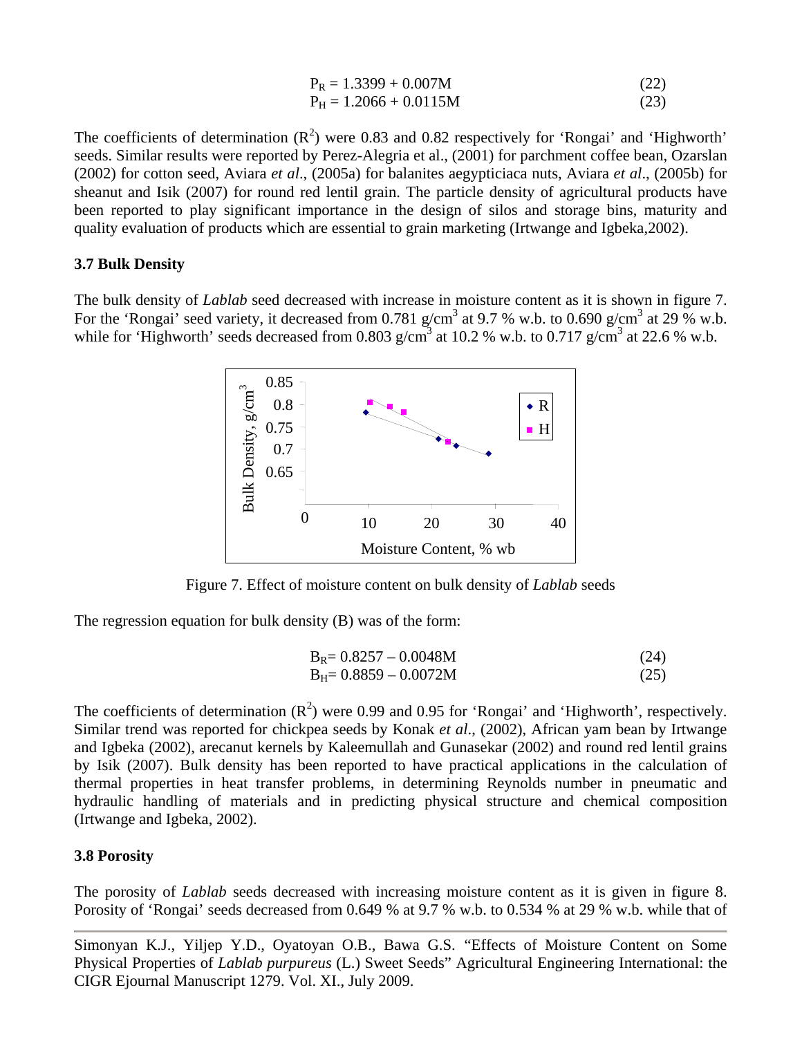$$P_R = 1.3399 + 0.007M \quad (22)$$

$$P_H = 1.2066 + 0.0115M \quad (23)$$

The coefficients of determination ($R^2$) were 0.83 and 0.82 respectively for 'Rongai' and 'Highworth' seeds. Similar results were reported by Perez-Alegria et al., (2001) for parchment coffee bean, Ozarslan (2002) for cotton seed, Aviara *et al*., (2005a) for balanites aegypticiaca nuts, Aviara *et al*., (2005b) for sheanut and Isik (2007) for round red lentil grain. The particle density of agricultural products have been reported to play significant importance in the design of silos and storage bins, maturity and quality evaluation of products which are essential to grain marketing (Irtwange and Igbeka,2002).

### 3.7 Bulk Density

The bulk density of *Lablab* seed decreased with increase in moisture content as it is shown in figure 7. For the 'Rongai' seed variety, it decreased from 0.781 g/cm$^3$ at 9.7 % w.b. to 0.690 g/cm$^3$ at 29 % w.b. while for 'Highworth' seeds decreased from 0.803 g/cm$^3$ at 10.2 % w.b. to 0.717 g/cm$^3$ at 22.6 % w.b.

Bulk Density, g/cm$^3$

0.85
0.8
0.75
0.7
0.65
0

10 20 30 40

Moisture Content, % wb

R
H

Figure 7. Effect of moisture content on bulk density of *Lablab* seeds

The regression equation for bulk density (B) was of the form:

$$B_R = 0.8257 - 0.0048M \quad (24)$$

$$B_H = 0.8859 - 0.0072M \quad (25)$$

The coefficients of determination ($R^2$) were 0.99 and 0.95 for 'Rongai' and 'Highworth', respectively. Similar trend was reported for chickpea seeds by Konak *et al*., (2002), African yam bean by Irtwange and Igbeka (2002), arecanut kernels by Kaleemullah and Gunasekar (2002) and round red lentil grains by Isik (2007). Bulk density has been reported to have practical applications in the calculation of thermal properties in heat transfer problems, in determining Reynolds number in pneumatic and hydraulic handling of materials and in predicting physical structure and chemical composition (Irtwange and Igbeka, 2002).

### 3.8 Porosity

The porosity of *Lablab* seeds decreased with increasing moisture content as it is given in figure 8. Porosity of 'Rongai' seeds decreased from 0.649 % at 9.7 % w.b. to 0.534 % at 29 % w.b. while that of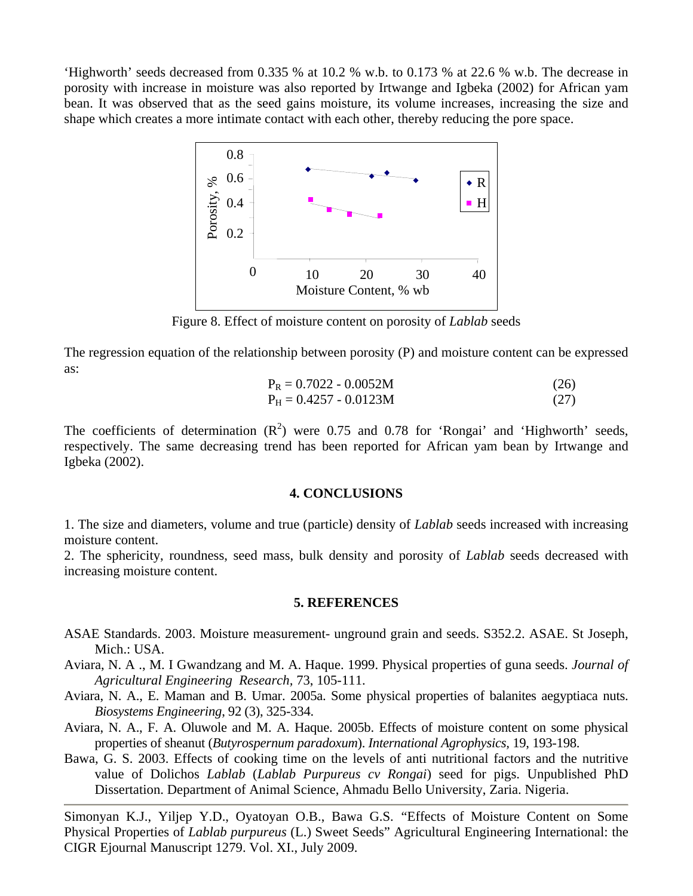'Highworth' seeds decreased from 0.335 % at 10.2 % w.b. to 0.173 % at 22.6 % w.b. The decrease in porosity with increase in moisture was also reported by Irtwange and Igbeka (2002) for African yam bean. It was observed that as the seed gains moisture, its volume increases, increasing the size and shape which creates a more intimate contact with each other, thereby reducing the pore space.

0.8
0.6
0.4
0.2
0
Porosity, %
10 20 30 40
Moisture Content, % wb
R
H

Figure 8. Effect of moisture content on porosity of *Lablab* seeds

The regression equation of the relationship between porosity (P) and moisture content can be expressed as:

$$P_R = 0.7022 - 0.0052M \qquad (26)$$

$$P_H = 0.4257 - 0.0123M \qquad (27)$$

The coefficients of determination ($R^2$) were 0.75 and 0.78 for 'Rongai' and 'Highworth' seeds, respectively. The same decreasing trend has been reported for African yam bean by Irtwange and Igbeka (2002).

## 4. CONCLUSIONS

1. The size and diameters, volume and true (particle) density of *Lablab* seeds increased with increasing moisture content.
2. The sphericity, roundness, seed mass, bulk density and porosity of *Lablab* seeds decreased with increasing moisture content.

## 5. REFERENCES

ASAE Standards. 2003. Moisture measurement- unground grain and seeds. S352.2. ASAE. St Joseph, Mich.: USA.

Aviara, N. A ., M. I Gwandzang and M. A. Haque. 1999. Physical properties of guna seeds. *Journal of Agricultural Engineering Research*, 73, 105-111.

Aviara, N. A., E. Maman and B. Umar. 2005a. Some physical properties of balanites aegyptiaca nuts. *Biosystems Engineering*, 92 (3), 325-334.

Aviara, N. A., F. A. Oluwole and M. A. Haque. 2005b. Effects of moisture content on some physical properties of sheanut (*Butyrospernum paradoxum*). *International Agrophysics*, 19, 193-198.

Bawa, G. S. 2003. Effects of cooking time on the levels of anti nutritional factors and the nutritive value of Dolichos *Lablab* (*Lablab Purpureus cv Rongai*) seed for pigs. Unpublished PhD Dissertation. Department of Animal Science, Ahmadu Bello University, Zaria. Nigeria.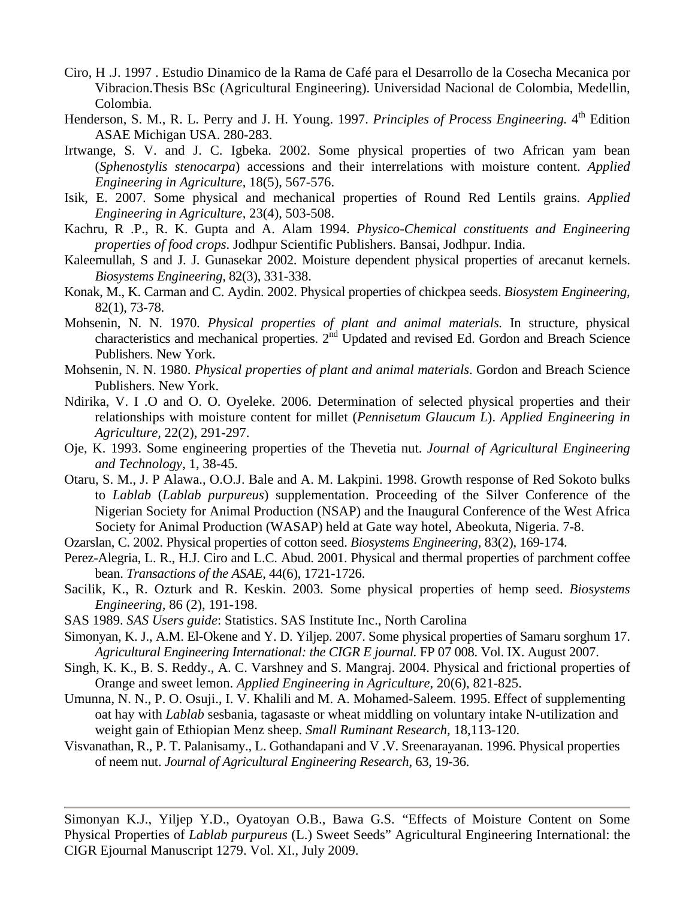Ciro, H .J. 1997 . Estudio Dinamico de la Rama de Café para el Desarrollo de la Cosecha Mecanica por Vibracion.Thesis BSc (Agricultural Engineering). Universidad Nacional de Colombia, Medellin, Colombia.

Henderson, S. M., R. L. Perry and J. H. Young. 1997. *Principles of Process Engineering.* 4th Edition ASAE Michigan USA. 280-283.

Irtwange, S. V. and J. C. Igbeka. 2002. Some physical properties of two African yam bean (*Sphenostylis stenocarpa*) accessions and their interrelations with moisture content. *Applied Engineering in Agriculture,* 18(5), 567-576.

Isik, E. 2007. Some physical and mechanical properties of Round Red Lentils grains. *Applied Engineering in Agriculture,* 23(4), 503-508.

Kachru, R .P., R. K. Gupta and A. Alam 1994. *Physico-Chemical constituents and Engineering properties of food crops*. Jodhpur Scientific Publishers. Bansai, Jodhpur. India.

Kaleemullah, S and J. J. Gunasekar 2002. Moisture dependent physical properties of arecanut kernels. *Biosystems Engineering,* 82(3), 331-338.

Konak, M., K. Carman and C. Aydin. 2002. Physical properties of chickpea seeds. *Biosystem Engineering,* 82(1), 73-78.

Mohsenin, N. N. 1970. *Physical properties of plant and animal materials.* In structure, physical characteristics and mechanical properties. 2nd Updated and revised Ed. Gordon and Breach Science Publishers. New York.

Mohsenin, N. N. 1980. *Physical properties of plant and animal materials*. Gordon and Breach Science Publishers. New York.

Ndirika, V. I .O and O. O. Oyeleke. 2006. Determination of selected physical properties and their relationships with moisture content for millet (*Pennisetum Glaucum L*). *Applied Engineering in Agriculture,* 22(2), 291-297.

Oje, K. 1993. Some engineering properties of the Thevetia nut. *Journal of Agricultural Engineering and Technology,* 1, 38-45.

Otaru, S. M., J. P Alawa., O.O.J. Bale and A. M. Lakpini. 1998. Growth response of Red Sokoto bulks to *Lablab* (*Lablab purpureus*) supplementation. Proceeding of the Silver Conference of the Nigerian Society for Animal Production (NSAP) and the Inaugural Conference of the West Africa Society for Animal Production (WASAP) held at Gate way hotel, Abeokuta, Nigeria. 7-8.

Ozarslan, C. 2002. Physical properties of cotton seed. *Biosystems Engineering,* 83(2), 169-174.

Perez-Alegria, L. R., H.J. Ciro and L.C. Abud. 2001. Physical and thermal properties of parchment coffee bean. *Transactions of the ASAE,* 44(6), 1721-1726.

Sacilik, K., R. Ozturk and R. Keskin. 2003. Some physical properties of hemp seed. *Biosystems Engineering,* 86 (2), 191-198.

SAS 1989. *SAS Users guide*: Statistics. SAS Institute Inc., North Carolina

Simonyan, K. J., A.M. El-Okene and Y. D. Yiljep. 2007. Some physical properties of Samaru sorghum 17. *Agricultural Engineering International: the CIGR E journal.* FP 07 008. Vol. IX. August 2007.

Singh, K. K., B. S. Reddy., A. C. Varshney and S. Mangraj. 2004. Physical and frictional properties of Orange and sweet lemon. *Applied Engineering in Agriculture,* 20(6), 821-825.

Umunna, N. N., P. O. Osuji., I. V. Khalili and M. A. Mohamed-Saleem. 1995. Effect of supplementing oat hay with *Lablab* sesbania, tagasaste or wheat middling on voluntary intake N-utilization and weight gain of Ethiopian Menz sheep. *Small Ruminant Research,* 18,113-120.

Visvanathan, R., P. T. Palanisamy., L. Gothandapani and V .V. Sreenarayanan. 1996. Physical properties of neem nut. *Journal of Agricultural Engineering Research,* 63, 19-36.